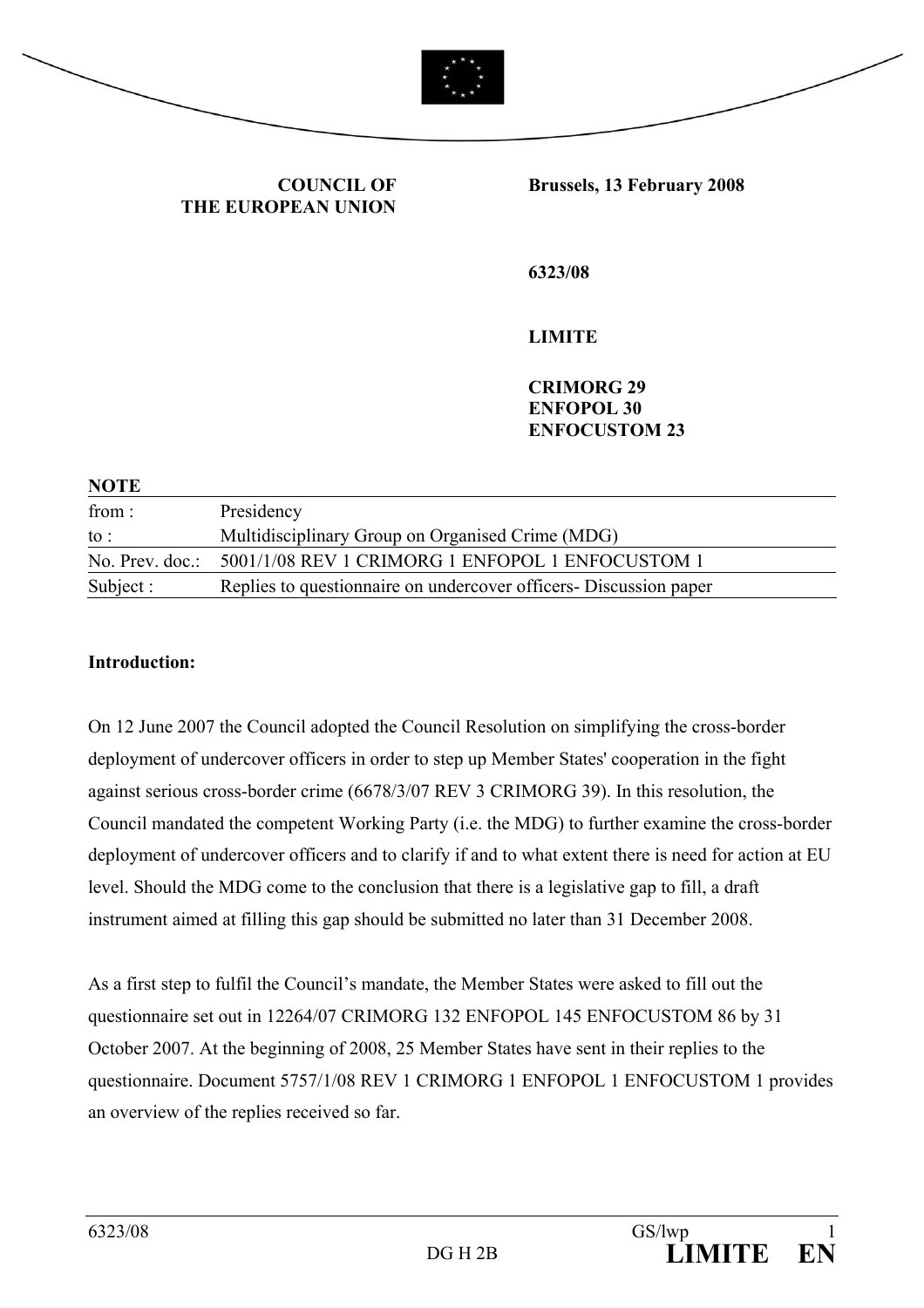**COUNCIL OF THE EUROPEAN UNION**

**Brussels, 13 February 2008**

**6323/08**

**LIMITE**

**CRIMORG 29**
**ENFOPOL 30**
**ENFOCUSTOM 23**

**NOTE**

| | |
|---|---|
| from : | Presidency |
| to : | Multidisciplinary Group on Organised Crime (MDG) |
| No. Prev. doc.: | 5001/1/08 REV 1 CRIMORG 1 ENFOPOL 1 ENFOCUSTOM 1 |
| Subject : | Replies to questionnaire on undercover officers- Discussion paper |

**Introduction:**

On 12 June 2007 the Council adopted the Council Resolution on simplifying the cross-border deployment of undercover officers in order to step up Member States' cooperation in the fight against serious cross-border crime (6678/3/07 REV 3 CRIMORG 39). In this resolution, the Council mandated the competent Working Party (i.e. the MDG) to further examine the cross-border deployment of undercover officers and to clarify if and to what extent there is need for action at EU level. Should the MDG come to the conclusion that there is a legislative gap to fill, a draft instrument aimed at filling this gap should be submitted no later than 31 December 2008.

As a first step to fulfil the Council's mandate, the Member States were asked to fill out the questionnaire set out in 12264/07 CRIMORG 132 ENFOPOL 145 ENFOCUSTOM 86 by 31 October 2007. At the beginning of 2008, 25 Member States have sent in their replies to the questionnaire. Document 5757/1/08 REV 1 CRIMORG 1 ENFOPOL 1 ENFOCUSTOM 1 provides an overview of the replies received so far.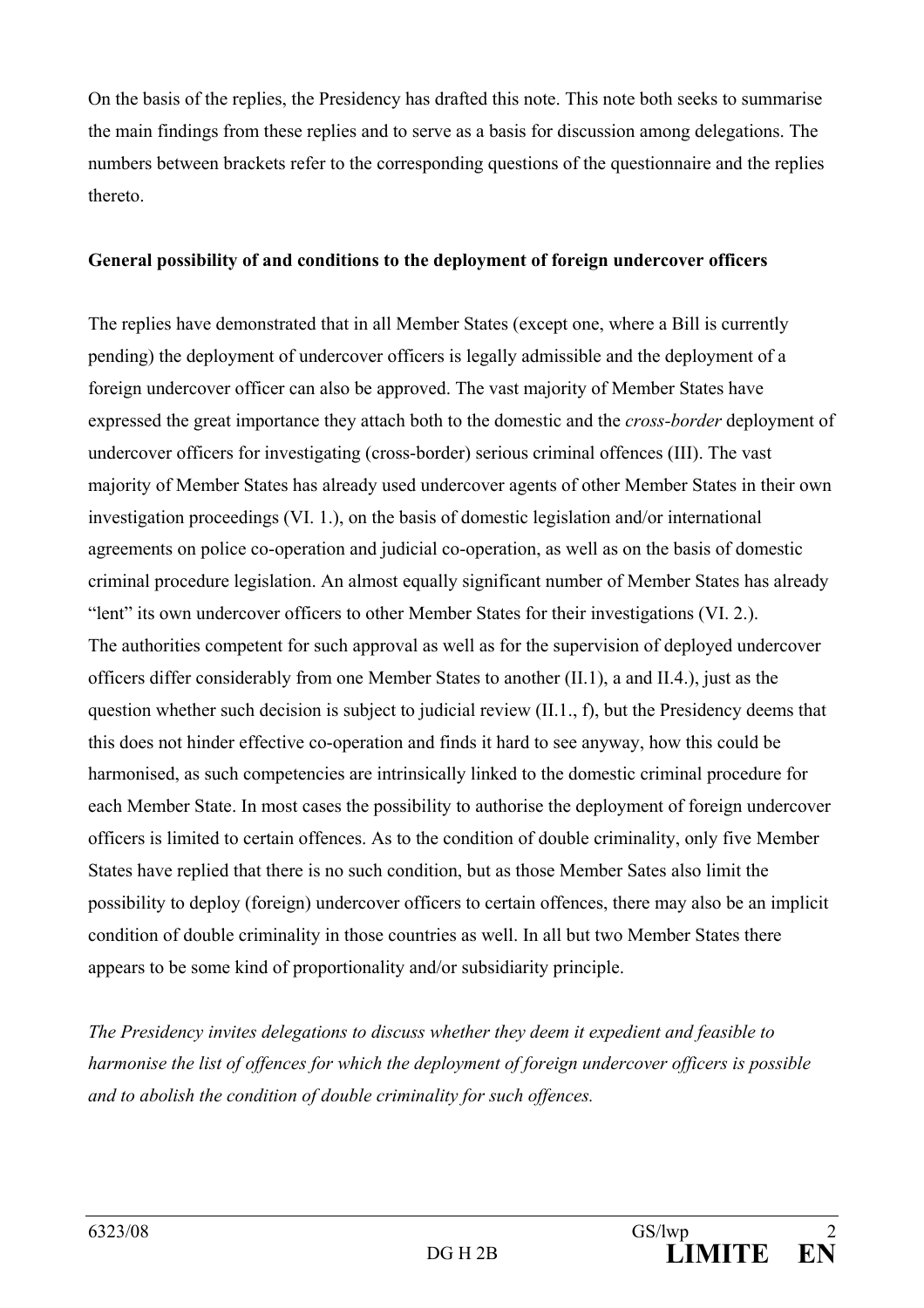On the basis of the replies, the Presidency has drafted this note. This note both seeks to summarise the main findings from these replies and to serve as a basis for discussion among delegations. The numbers between brackets refer to the corresponding questions of the questionnaire and the replies thereto.

**General possibility of and conditions to the deployment of foreign undercover officers**

The replies have demonstrated that in all Member States (except one, where a Bill is currently pending) the deployment of undercover officers is legally admissible and the deployment of a foreign undercover officer can also be approved. The vast majority of Member States have expressed the great importance they attach both to the domestic and the *cross-border* deployment of undercover officers for investigating (cross-border) serious criminal offences (III). The vast majority of Member States has already used undercover agents of other Member States in their own investigation proceedings (VI. 1.), on the basis of domestic legislation and/or international agreements on police co-operation and judicial co-operation, as well as on the basis of domestic criminal procedure legislation. An almost equally significant number of Member States has already "lent" its own undercover officers to other Member States for their investigations (VI. 2.).
The authorities competent for such approval as well as for the supervision of deployed undercover officers differ considerably from one Member States to another (II.1), a and II.4.), just as the question whether such decision is subject to judicial review (II.1., f), but the Presidency deems that this does not hinder effective co-operation and finds it hard to see anyway, how this could be harmonised, as such competencies are intrinsically linked to the domestic criminal procedure for each Member State. In most cases the possibility to authorise the deployment of foreign undercover officers is limited to certain offences. As to the condition of double criminality, only five Member States have replied that there is no such condition, but as those Member Sates also limit the possibility to deploy (foreign) undercover officers to certain offences, there may also be an implicit condition of double criminality in those countries as well. In all but two Member States there appears to be some kind of proportionality and/or subsidiarity principle.

*The Presidency invites delegations to discuss whether they deem it expedient and feasible to harmonise the list of offences for which the deployment of foreign undercover officers is possible and to abolish the condition of double criminality for such offences.*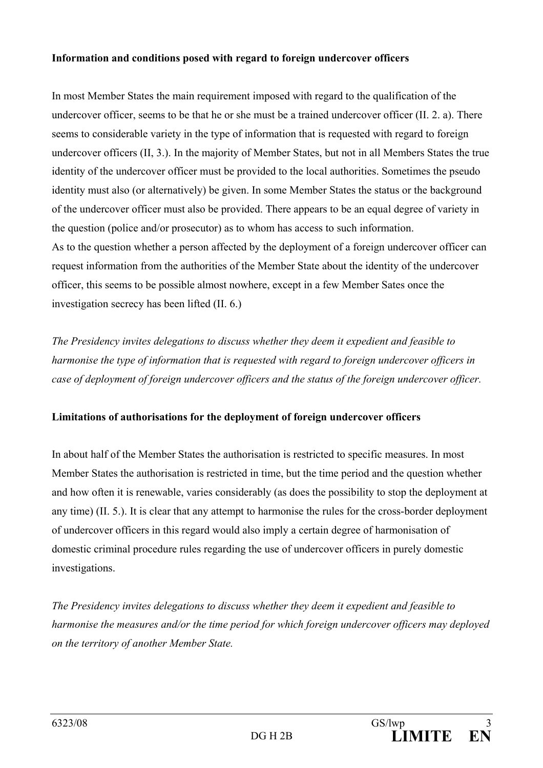**Information and conditions posed with regard to foreign undercover officers**

In most Member States the main requirement imposed with regard to the qualification of the undercover officer, seems to be that he or she must be a trained undercover officer (II. 2. a). There seems to considerable variety in the type of information that is requested with regard to foreign undercover officers (II, 3.). In the majority of Member States, but not in all Members States the true identity of the undercover officer must be provided to the local authorities. Sometimes the pseudo identity must also (or alternatively) be given. In some Member States the status or the background of the undercover officer must also be provided. There appears to be an equal degree of variety in the question (police and/or prosecutor) as to whom has access to such information.
As to the question whether a person affected by the deployment of a foreign undercover officer can request information from the authorities of the Member State about the identity of the undercover officer, this seems to be possible almost nowhere, except in a few Member Sates once the investigation secrecy has been lifted (II. 6.)

*The Presidency invites delegations to discuss whether they deem it expedient and feasible to harmonise the type of information that is requested with regard to foreign undercover officers in case of deployment of foreign undercover officers and the status of the foreign undercover officer.*

**Limitations of authorisations for the deployment of foreign undercover officers**

In about half of the Member States the authorisation is restricted to specific measures. In most Member States the authorisation is restricted in time, but the time period and the question whether and how often it is renewable, varies considerably (as does the possibility to stop the deployment at any time) (II. 5.). It is clear that any attempt to harmonise the rules for the cross-border deployment of undercover officers in this regard would also imply a certain degree of harmonisation of domestic criminal procedure rules regarding the use of undercover officers in purely domestic investigations.

*The Presidency invites delegations to discuss whether they deem it expedient and feasible to harmonise the measures and/or the time period for which foreign undercover officers may deployed on the territory of another Member State.*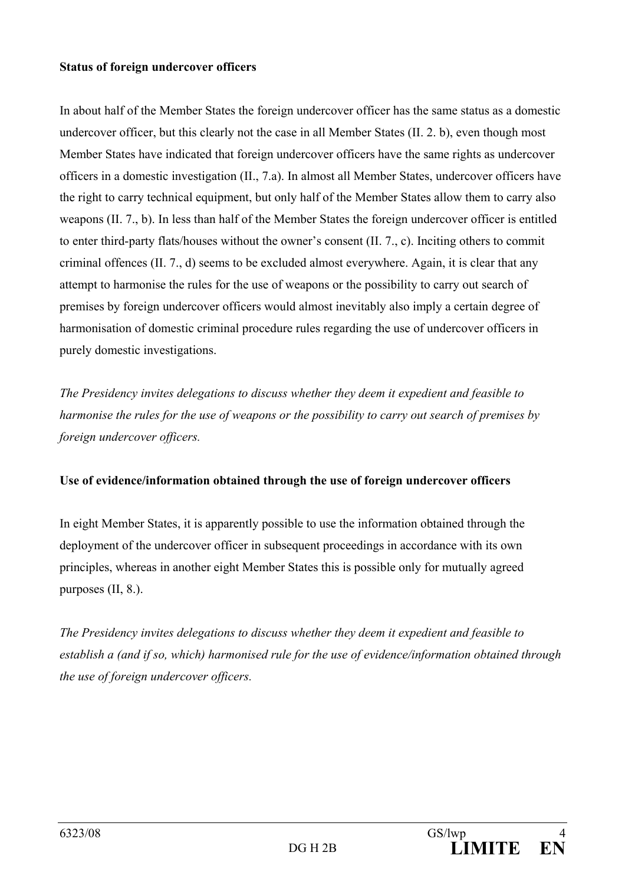**Status of foreign undercover officers**

In about half of the Member States the foreign undercover officer has the same status as a domestic undercover officer, but this clearly not the case in all Member States (II. 2. b), even though most Member States have indicated that foreign undercover officers have the same rights as undercover officers in a domestic investigation (II., 7.a). In almost all Member States, undercover officers have the right to carry technical equipment, but only half of the Member States allow them to carry also weapons (II. 7., b). In less than half of the Member States the foreign undercover officer is entitled to enter third-party flats/houses without the owner's consent (II. 7., c). Inciting others to commit criminal offences (II. 7., d) seems to be excluded almost everywhere. Again, it is clear that any attempt to harmonise the rules for the use of weapons or the possibility to carry out search of premises by foreign undercover officers would almost inevitably also imply a certain degree of harmonisation of domestic criminal procedure rules regarding the use of undercover officers in purely domestic investigations.

*The Presidency invites delegations to discuss whether they deem it expedient and feasible to harmonise the rules for the use of weapons or the possibility to carry out search of premises by foreign undercover officers.*

**Use of evidence/information obtained through the use of foreign undercover officers**

In eight Member States, it is apparently possible to use the information obtained through the deployment of the undercover officer in subsequent proceedings in accordance with its own principles, whereas in another eight Member States this is possible only for mutually agreed purposes (II, 8.).

*The Presidency invites delegations to discuss whether they deem it expedient and feasible to establish a (and if so, which) harmonised rule for the use of evidence/information obtained through the use of foreign undercover officers.*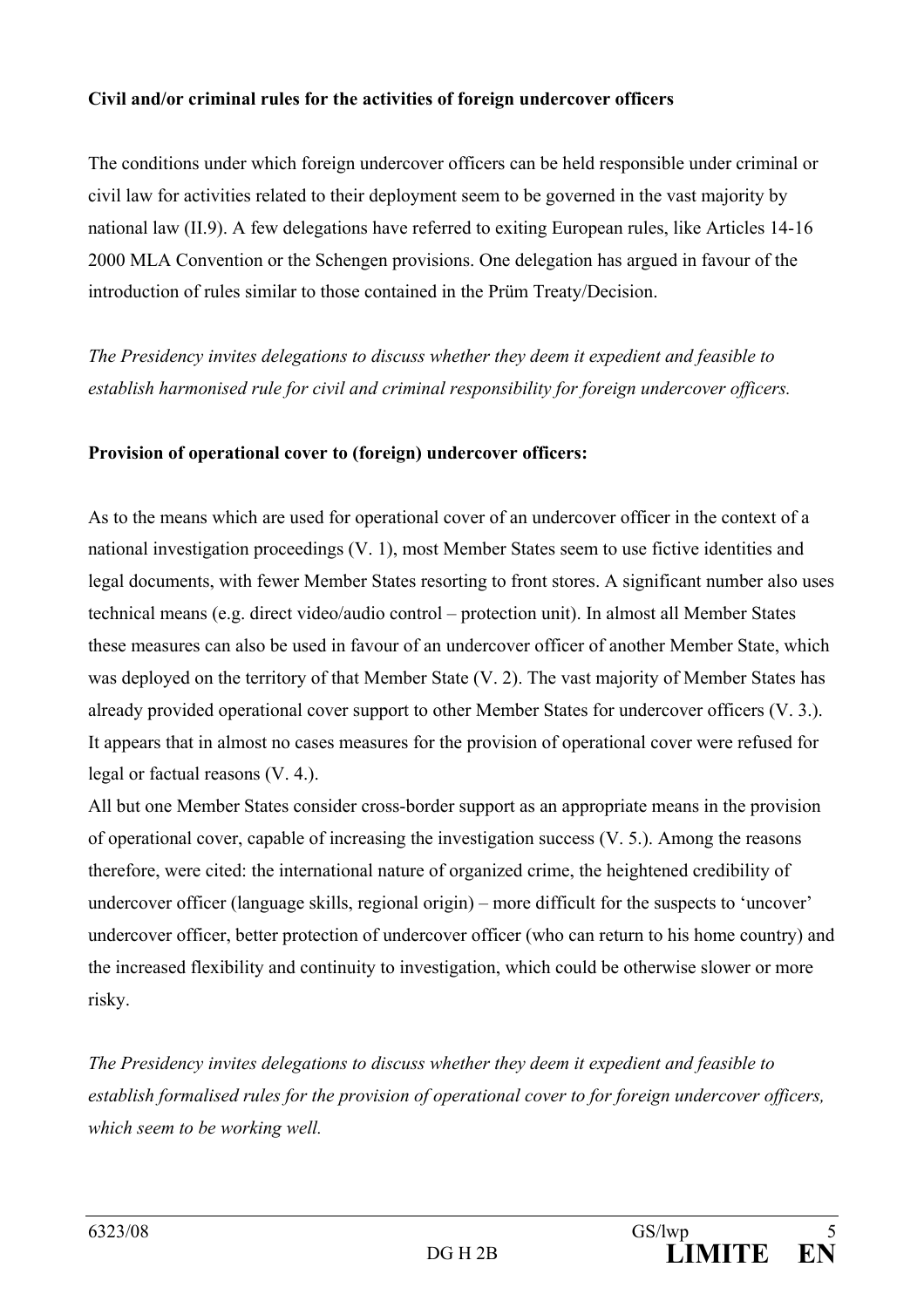**Civil and/or criminal rules for the activities of foreign undercover officers**

The conditions under which foreign undercover officers can be held responsible under criminal or civil law for activities related to their deployment seem to be governed in the vast majority by national law (II.9). A few delegations have referred to exiting European rules, like Articles 14-16 2000 MLA Convention or the Schengen provisions. One delegation has argued in favour of the introduction of rules similar to those contained in the Prüm Treaty/Decision.

*The Presidency invites delegations to discuss whether they deem it expedient and feasible to establish harmonised rule for civil and criminal responsibility for foreign undercover officers.*

**Provision of operational cover to (foreign) undercover officers:**

As to the means which are used for operational cover of an undercover officer in the context of a national investigation proceedings (V. 1), most Member States seem to use fictive identities and legal documents, with fewer Member States resorting to front stores. A significant number also uses technical means (e.g. direct video/audio control – protection unit). In almost all Member States these measures can also be used in favour of an undercover officer of another Member State, which was deployed on the territory of that Member State (V. 2). The vast majority of Member States has already provided operational cover support to other Member States for undercover officers (V. 3.). It appears that in almost no cases measures for the provision of operational cover were refused for legal or factual reasons (V. 4.).
All but one Member States consider cross-border support as an appropriate means in the provision of operational cover, capable of increasing the investigation success (V. 5.). Among the reasons therefore, were cited: the international nature of organized crime, the heightened credibility of undercover officer (language skills, regional origin) – more difficult for the suspects to 'uncover' undercover officer, better protection of undercover officer (who can return to his home country) and the increased flexibility and continuity to investigation, which could be otherwise slower or more risky.

*The Presidency invites delegations to discuss whether they deem it expedient and feasible to establish formalised rules for the provision of operational cover to for foreign undercover officers, which seem to be working well.*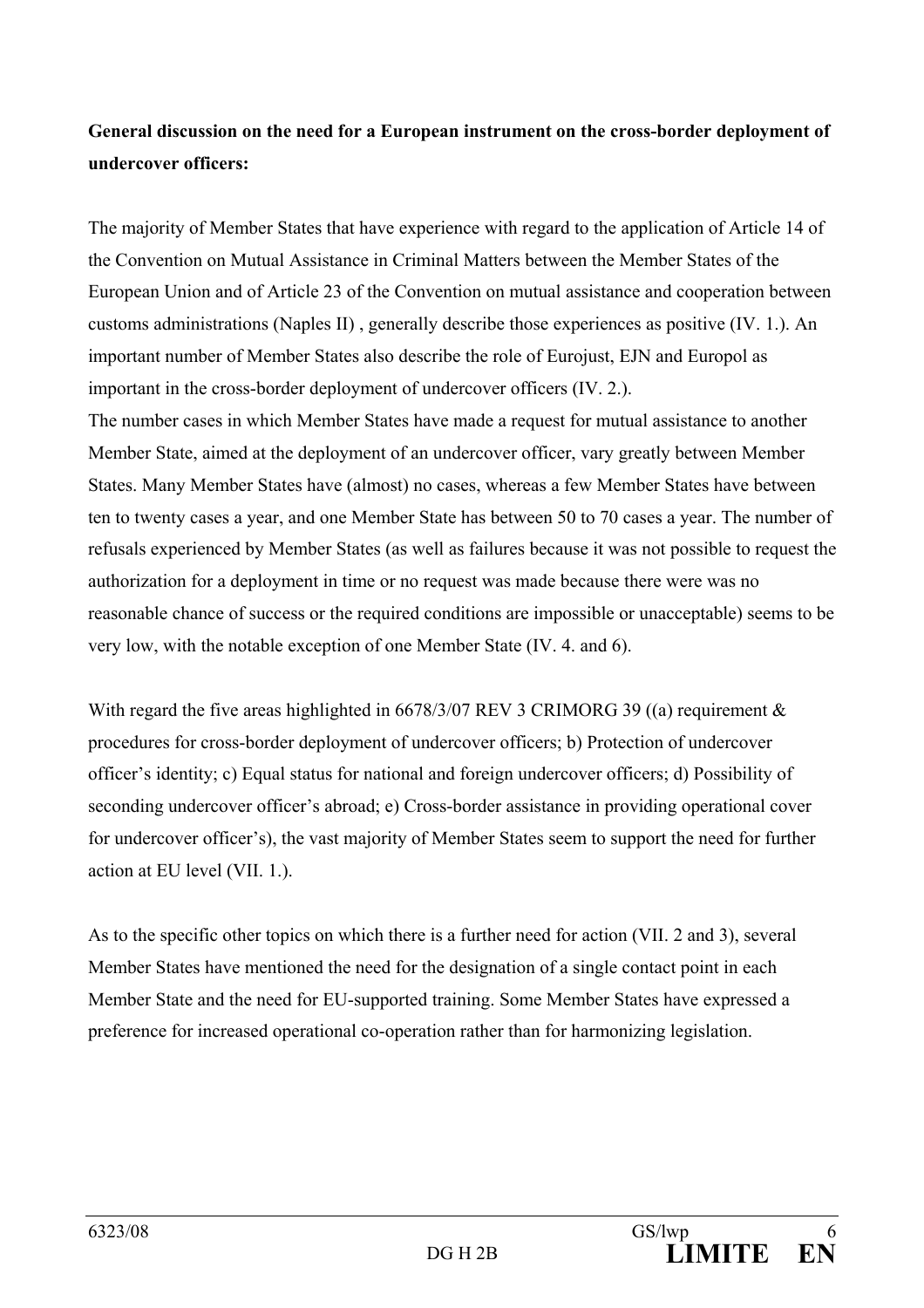**General discussion on the need for a European instrument on the cross-border deployment of undercover officers:**

The majority of Member States that have experience with regard to the application of Article 14 of the Convention on Mutual Assistance in Criminal Matters between the Member States of the European Union and of Article 23 of the Convention on mutual assistance and cooperation between customs administrations (Naples II) , generally describe those experiences as positive (IV. 1.). An important number of Member States also describe the role of Eurojust, EJN and Europol as important in the cross-border deployment of undercover officers (IV. 2.).
The number cases in which Member States have made a request for mutual assistance to another Member State, aimed at the deployment of an undercover officer, vary greatly between Member States. Many Member States have (almost) no cases, whereas a few Member States have between ten to twenty cases a year, and one Member State has between 50 to 70 cases a year. The number of refusals experienced by Member States (as well as failures because it was not possible to request the authorization for a deployment in time or no request was made because there were was no reasonable chance of success or the required conditions are impossible or unacceptable) seems to be very low, with the notable exception of one Member State (IV. 4. and 6).

With regard the five areas highlighted in 6678/3/07 REV 3 CRIMORG 39 ((a) requirement & procedures for cross-border deployment of undercover officers; b) Protection of undercover officer's identity; c) Equal status for national and foreign undercover officers; d) Possibility of seconding undercover officer's abroad; e) Cross-border assistance in providing operational cover for undercover officer's), the vast majority of Member States seem to support the need for further action at EU level (VII. 1.).

As to the specific other topics on which there is a further need for action (VII. 2 and 3), several Member States have mentioned the need for the designation of a single contact point in each Member State and the need for EU-supported training. Some Member States have expressed a preference for increased operational co-operation rather than for harmonizing legislation.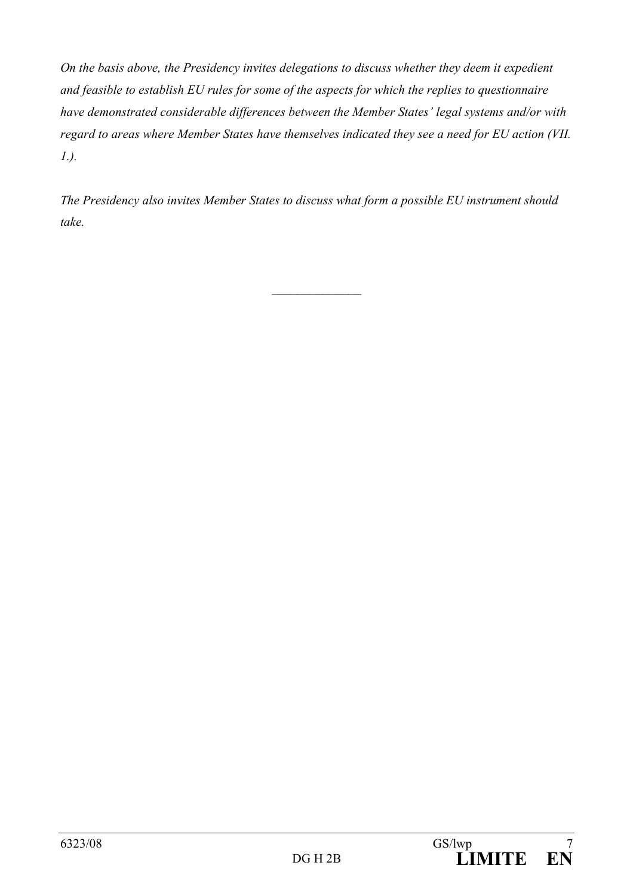*On the basis above, the Presidency invites delegations to discuss whether they deem it expedient and feasible to establish EU rules for some of the aspects for which the replies to questionnaire have demonstrated considerable differences between the Member States' legal systems and/or with regard to areas where Member States have themselves indicated they see a need for EU action (VII. 1.).*

*The Presidency also invites Member States to discuss what form a possible EU instrument should take.*

______________